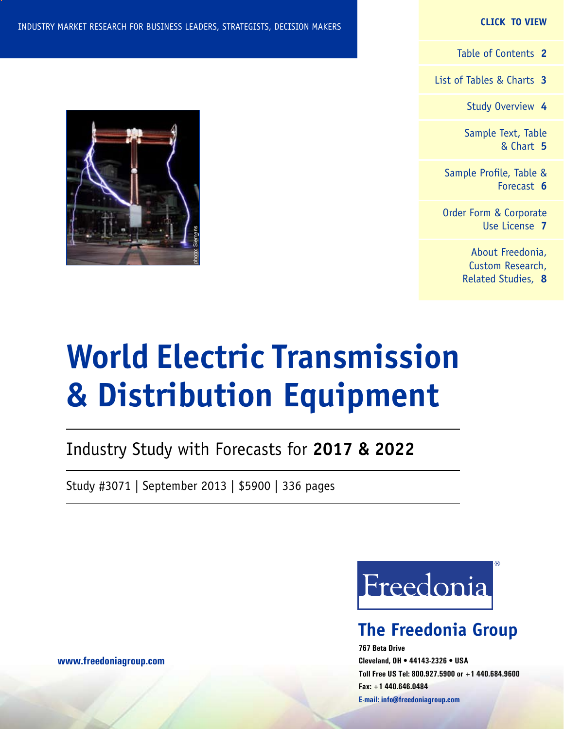INDUSTRY MARKET RESEARCH FOR BUSINESS LEADERS, STRATEGISTS, DECISION MAKERS

**CLICK TO VIEW**

- Table of Contents **2**
- List of Tables & Charts **3**
- Study Overview **4**
- Sample Text, Table & Chart **5**
- Sample Profile, Table & Forecast **6**
- Order Form & Corporate Use License **7**
- About Freedonia, Custom Research, Related Studies, **8**

photo: Siemens

# World Electric Transmission & Distribution Equipment

## Industry Study with Forecasts for **2017 & 2022**

Study #3071 | September 2013 | $5900 | 336 pages

Freedonia®

**The Freedonia Group**

**767 Beta Drive**
**Cleveland, OH • 44143-2326 • USA**
**Toll Free US Tel: 800.927.5900 or +1 440.684.9600**
**Fax: +1 440.646.0484**
**E-mail: info@freedoniagroup.com**

**www.freedoniagroup.com**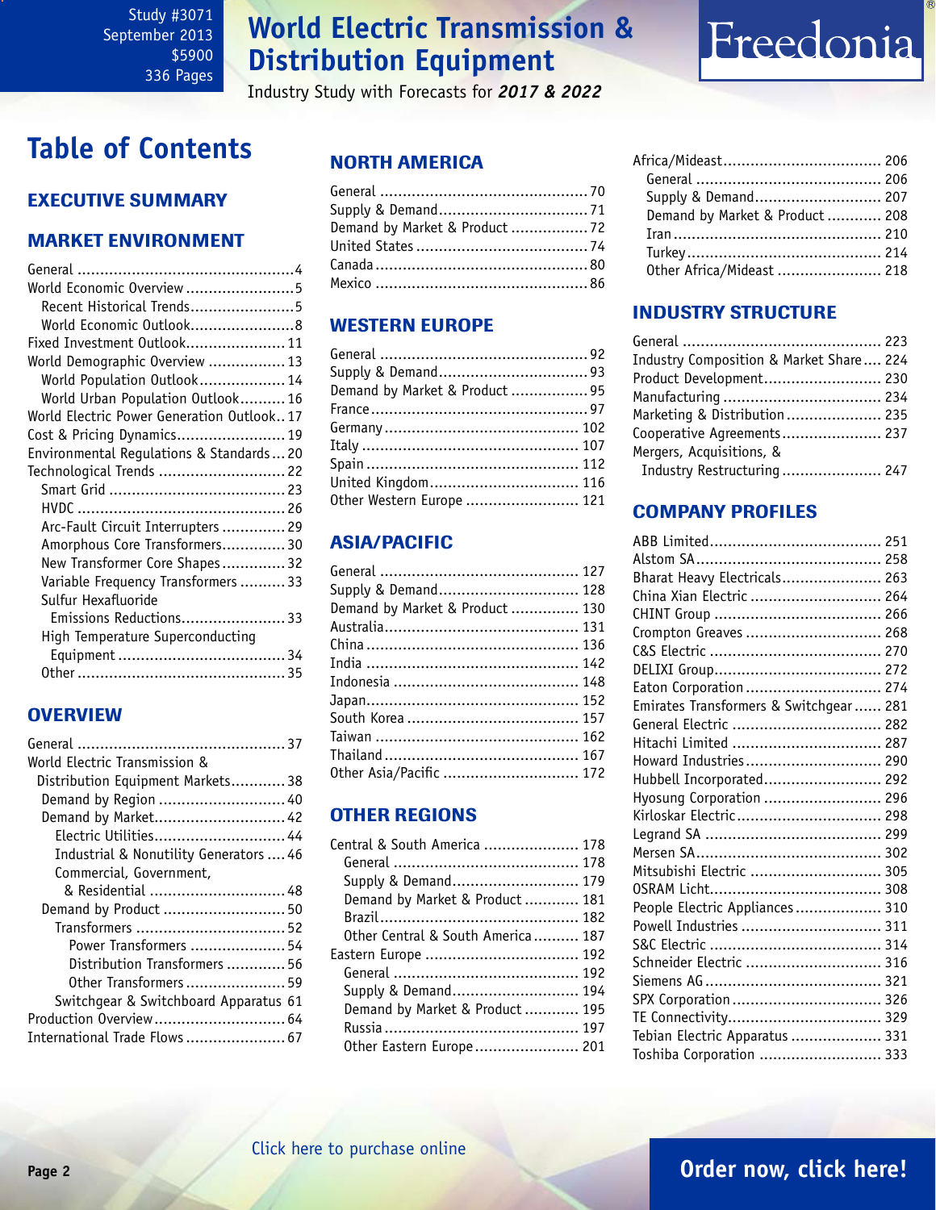# World Electric Transmission & Distribution Equipment

Industry Study with Forecasts for ***2017 & 2022***

Study #3071
September 2013
$5900
336 Pages

## Table of Contents

### EXECUTIVE SUMMARY

### MARKET ENVIRONMENT

- General .................................................4
- World Economic Overview .........................5
  - Recent Historical Trends........................5
  - World Economic Outlook........................8
- Fixed Investment Outlook.......................11
- World Demographic Overview .................13
  - World Population Outlook....................14
  - World Urban Population Outlook..........16
- World Electric Power Generation Outlook..17
- Cost & Pricing Dynamics.........................19
- Environmental Regulations & Standards...20
- Technological Trends ............................22
  - Smart Grid ........................................23
  - HVDC ...............................................26
  - Arc-Fault Circuit Interrupters ..............29
  - Amorphous Core Transformers..............30
  - New Transformer Core Shapes..............32
  - Variable Frequency Transformers ..........33
  - Sulfur Hexafluoride Emissions Reductions.......................33
  - High Temperature Superconducting Equipment .....................................34
  - Other ...............................................35

### OVERVIEW

- General ...............................................37
- World Electric Transmission & Distribution Equipment Markets............38
  - Demand by Region ............................40
  - Demand by Market.............................42
    - Electric Utilities.............................44
    - Industrial & Nonutility Generators ....46
    - Commercial, Government, & Residential ...............................48
  - Demand by Product ...........................50
    - Transformers .................................52
      - Power Transformers ......................54
      - Distribution Transformers .............56
      - Other Transformers.......................59
    - Switchgear & Switchboard Apparatus 61
- Production Overview.............................64
- International Trade Flows.......................67

### NORTH AMERICA

- General ...............................................70
- Supply & Demand.................................71
- Demand by Market & Product .................72
- United States .......................................74
- Canada ................................................80
- Mexico ................................................86

### WESTERN EUROPE

- General ...............................................92
- Supply & Demand.................................93
- Demand by Market & Product .................95
- France.................................................97
- Germany............................................ 102
- Italy ................................................. 107
- Spain ................................................ 112
- United Kingdom.................................. 116
- Other Western Europe .......................... 121

### ASIA/PACIFIC

- General ............................................. 127
- Supply & Demand................................ 128
- Demand by Market & Product ............... 130
- Australia............................................ 131
- China ................................................ 136
- India ................................................ 142
- Indonesia .......................................... 148
- Japan................................................ 152
- South Korea ....................................... 157
- Taiwan .............................................. 162
- Thailand............................................ 167
- Other Asia/Pacific ............................... 172

### OTHER REGIONS

- Central & South America ...................... 178
  - General .......................................... 178
  - Supply & Demand............................ 179
  - Demand by Market & Product ............ 181
  - Brazil............................................. 182
  - Other Central & South America .......... 187
- Eastern Europe ................................... 192
  - General .......................................... 192
  - Supply & Demand............................ 194
  - Demand by Market & Product ............ 195
  - Russia............................................ 197
  - Other Eastern Europe........................ 201
- Africa/Mideast.................................... 206
  - General .......................................... 206
  - Supply & Demand............................ 207
  - Demand by Market & Product ............ 208
  - Iran ............................................... 210
  - Turkey............................................ 214
  - Other Africa/Mideast ........................ 218

### INDUSTRY STRUCTURE

- General ............................................ 223
- Industry Composition & Market Share .... 224
- Product Development.......................... 230
- Manufacturing ................................... 234
- Marketing & Distribution ..................... 235
- Cooperative Agreements...................... 237
- Mergers, Acquisitions, & Industry Restructuring ...................... 247

### COMPANY PROFILES

- ABB Limited...................................... 251
- Alstom SA......................................... 258
- Bharat Heavy Electricals...................... 263
- China Xian Electric ............................. 264
- CHINT Group ..................................... 266
- Crompton Greaves .............................. 268
- C&S Electric ...................................... 270
- DELIXI Group..................................... 272
- Eaton Corporation .............................. 274
- Emirates Transformers & Switchgear ...... 281
- General Electric ................................. 282
- Hitachi Limited .................................. 287
- Howard Industries.............................. 290
- Hubbell Incorporated.......................... 292
- Hyosung Corporation .......................... 296
- Kirloskar Electric................................ 298
- Legrand SA ....................................... 299
- Mersen SA......................................... 302
- Mitsubishi Electric ............................. 305
- OSRAM Licht...................................... 308
- People Electric Appliances................... 310
- Powell Industries ............................... 311
- S&C Electric ...................................... 314
- Schneider Electric .............................. 316
- Siemens AG....................................... 321
- SPX Corporation ................................. 326
- TE Connectivity.................................. 329
- Tebian Electric Apparatus .................... 331
- Toshiba Corporation ........................... 333

Click here to purchase online

**Order now, click here!**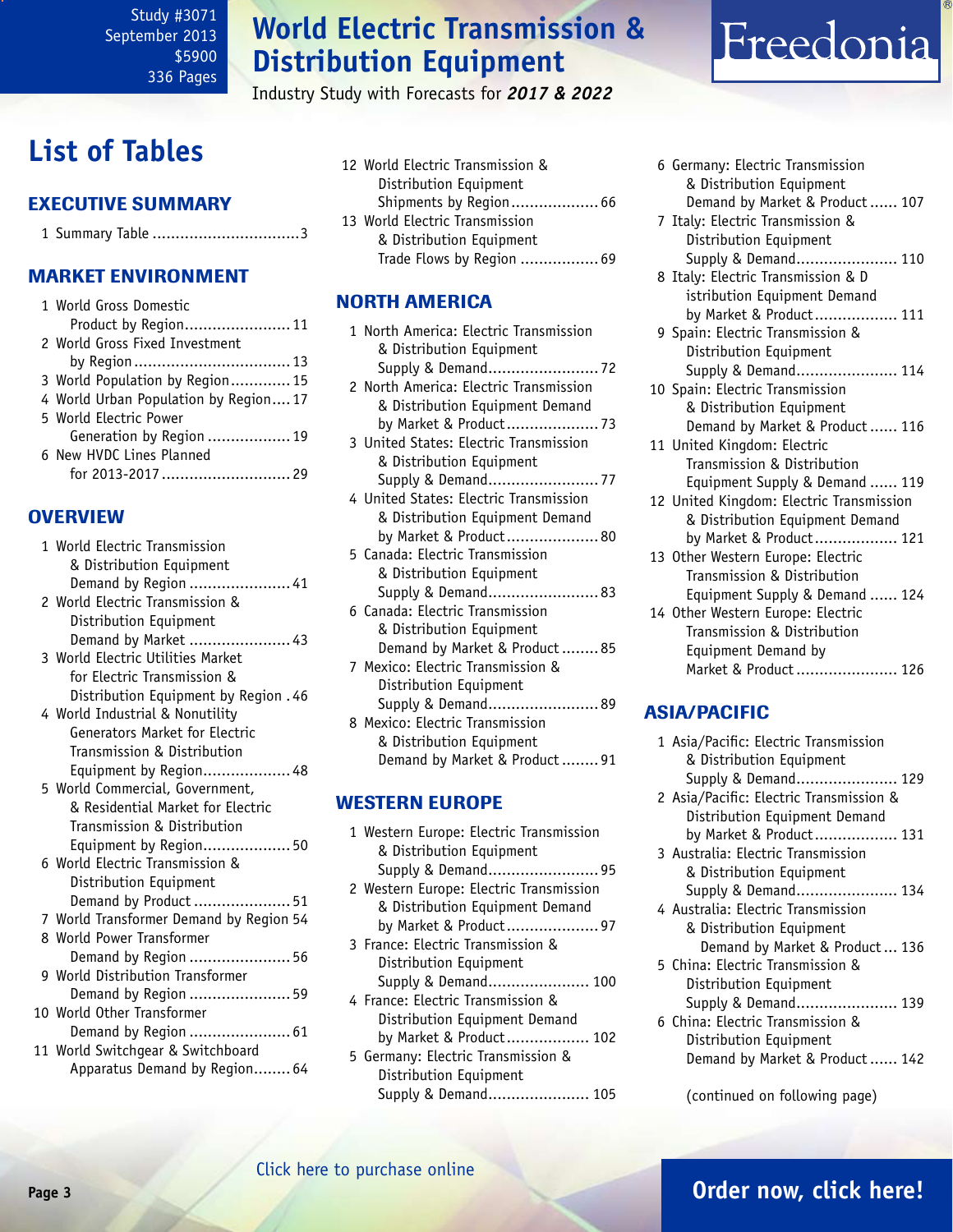# List of Tables

## EXECUTIVE SUMMARY

1 Summary Table ................................3

## MARKET ENVIRONMENT

1 World Gross Domestic Product by Region....................... 11
2 World Gross Fixed Investment by Region.................................. 13
3 World Population by Region............. 15
4 World Urban Population by Region.... 17
5 World Electric Power Generation by Region .................. 19
6 New HVDC Lines Planned for 2013-2017............................ 29

## OVERVIEW

1 World Electric Transmission & Distribution Equipment Demand by Region ...................... 41
2 World Electric Transmission & Distribution Equipment Demand by Market ...................... 43
3 World Electric Utilities Market for Electric Transmission & Distribution Equipment by Region . 46
4 World Industrial & Nonutility Generators Market for Electric Transmission & Distribution Equipment by Region................... 48
5 World Commercial, Government, & Residential Market for Electric Transmission & Distribution Equipment by Region................... 50
6 World Electric Transmission & Distribution Equipment Demand by Product ..................... 51
7 World Transformer Demand by Region 54
8 World Power Transformer Demand by Region ...................... 56
9 World Distribution Transformer Demand by Region ...................... 59
10 World Other Transformer Demand by Region ...................... 61
11 World Switchgear & Switchboard Apparatus Demand by Region........ 64
12 World Electric Transmission & Distribution Equipment Shipments by Region................... 66
13 World Electric Transmission & Distribution Equipment Trade Flows by Region ................. 69

## NORTH AMERICA

1 North America: Electric Transmission & Distribution Equipment Supply & Demand........................ 72
2 North America: Electric Transmission & Distribution Equipment Demand by Market & Product.................... 73
3 United States: Electric Transmission & Distribution Equipment Supply & Demand........................ 77
4 United States: Electric Transmission & Distribution Equipment Demand by Market & Product.................... 80
5 Canada: Electric Transmission & Distribution Equipment Supply & Demand........................ 83
6 Canada: Electric Transmission & Distribution Equipment Demand by Market & Product ........ 85
7 Mexico: Electric Transmission & Distribution Equipment Supply & Demand........................ 89
8 Mexico: Electric Transmission & Distribution Equipment Demand by Market & Product ........ 91

## WESTERN EUROPE

1 Western Europe: Electric Transmission & Distribution Equipment Supply & Demand........................ 95
2 Western Europe: Electric Transmission & Distribution Equipment Demand by Market & Product.................... 97
3 France: Electric Transmission & Distribution Equipment Supply & Demand...................... 100
4 France: Electric Transmission & Distribution Equipment Demand by Market & Product.................. 102
5 Germany: Electric Transmission & Distribution Equipment Supply & Demand...................... 105
6 Germany: Electric Transmission & Distribution Equipment Demand by Market & Product ...... 107
7 Italy: Electric Transmission & Distribution Equipment Supply & Demand...................... 110
8 Italy: Electric Transmission & D istribution Equipment Demand by Market & Product.................. 111
9 Spain: Electric Transmission & Distribution Equipment Supply & Demand...................... 114
10 Spain: Electric Transmission & Distribution Equipment Demand by Market & Product ...... 116
11 United Kingdom: Electric Transmission & Distribution Equipment Supply & Demand ...... 119
12 United Kingdom: Electric Transmission & Distribution Equipment Demand by Market & Product.................. 121
13 Other Western Europe: Electric Transmission & Distribution Equipment Supply & Demand ...... 124
14 Other Western Europe: Electric Transmission & Distribution Equipment Demand by Market & Product...................... 126

## ASIA/PACIFIC

1 Asia/Pacific: Electric Transmission & Distribution Equipment Supply & Demand...................... 129
2 Asia/Pacific: Electric Transmission & Distribution Equipment Demand by Market & Product.................. 131
3 Australia: Electric Transmission & Distribution Equipment Supply & Demand...................... 134
4 Australia: Electric Transmission & Distribution Equipment Demand by Market & Product ... 136
5 China: Electric Transmission & Distribution Equipment Supply & Demand...................... 139
6 China: Electric Transmission & Distribution Equipment Demand by Market & Product ...... 142

(continued on following page)

Click here to purchase online

Order now, click here!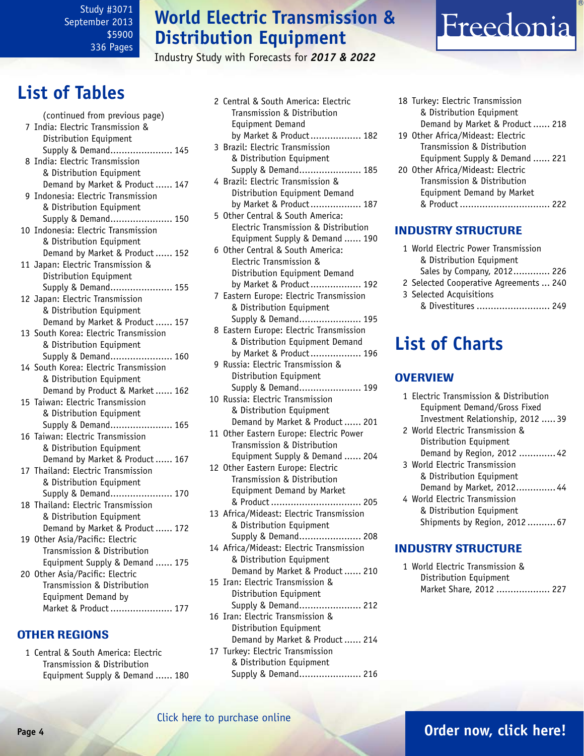## List of Tables

(continued from previous page)

7 India: Electric Transmission & Distribution Equipment Supply & Demand...................... 145
8 India: Electric Transmission & Distribution Equipment Demand by Market & Product...... 147
9 Indonesia: Electric Transmission & Distribution Equipment Supply & Demand...................... 150
10 Indonesia: Electric Transmission & Distribution Equipment Demand by Market & Product...... 152
11 Japan: Electric Transmission & Distribution Equipment Supply & Demand...................... 155
12 Japan: Electric Transmission & Distribution Equipment Demand by Market & Product...... 157
13 South Korea: Electric Transmission & Distribution Equipment Supply & Demand...................... 160
14 South Korea: Electric Transmission & Distribution Equipment Demand by Product & Market...... 162
15 Taiwan: Electric Transmission & Distribution Equipment Supply & Demand...................... 165
16 Taiwan: Electric Transmission & Distribution Equipment Demand by Market & Product...... 167
17 Thailand: Electric Transmission & Distribution Equipment Supply & Demand...................... 170
18 Thailand: Electric Transmission & Distribution Equipment Demand by Market & Product...... 172
19 Other Asia/Pacific: Electric Transmission & Distribution Equipment Supply & Demand...... 175
20 Other Asia/Pacific: Electric Transmission & Distribution Equipment Demand by Market & Product...................... 177

### OTHER REGIONS

1 Central & South America: Electric Transmission & Distribution Equipment Supply & Demand...... 180
2 Central & South America: Electric Transmission & Distribution Equipment Demand by Market & Product.................. 182
3 Brazil: Electric Transmission & Distribution Equipment Supply & Demand...................... 185
4 Brazil: Electric Transmission & Distribution Equipment Demand by Market & Product.................. 187
5 Other Central & South America: Electric Transmission & Distribution Equipment Supply & Demand...... 190
6 Other Central & South America: Electric Transmission & Distribution Equipment Demand by Market & Product.................. 192
7 Eastern Europe: Electric Transmission & Distribution Equipment Supply & Demand...................... 195
8 Eastern Europe: Electric Transmission & Distribution Equipment Demand by Market & Product.................. 196
9 Russia: Electric Transmission & Distribution Equipment Supply & Demand...................... 199
10 Russia: Electric Transmission & Distribution Equipment Demand by Market & Product...... 201
11 Other Eastern Europe: Electric Power Transmission & Distribution Equipment Supply & Demand...... 204
12 Other Eastern Europe: Electric Transmission & Distribution Equipment Demand by Market & Product................................ 205
13 Africa/Mideast: Electric Transmission & Distribution Equipment Supply & Demand...................... 208
14 Africa/Mideast: Electric Transmission & Distribution Equipment Demand by Market & Product...... 210
15 Iran: Electric Transmission & Distribution Equipment Supply & Demand...................... 212
16 Iran: Electric Transmission & Distribution Equipment Demand by Market & Product...... 214
17 Turkey: Electric Transmission & Distribution Equipment Supply & Demand...................... 216
18 Turkey: Electric Transmission & Distribution Equipment Demand by Market & Product...... 218
19 Other Africa/Mideast: Electric Transmission & Distribution Equipment Supply & Demand...... 221
20 Other Africa/Mideast: Electric Transmission & Distribution Equipment Demand by Market & Product................................ 222

### INDUSTRY STRUCTURE

1 World Electric Power Transmission & Distribution Equipment Sales by Company, 2012............. 226
2 Selected Cooperative Agreements ... 240
3 Selected Acquisitions & Divestitures .......................... 249

## List of Charts

### OVERVIEW

1 Electric Transmission & Distribution Equipment Demand/Gross Fixed Investment Relationship, 2012 ..... 39
2 World Electric Transmission & Distribution Equipment Demand by Region, 2012 ............. 42
3 World Electric Transmission & Distribution Equipment Demand by Market, 2012.............. 44
4 World Electric Transmission & Distribution Equipment Shipments by Region, 2012 .......... 67

### INDUSTRY STRUCTURE

1 World Electric Transmission & Distribution Equipment Market Share, 2012 ................... 227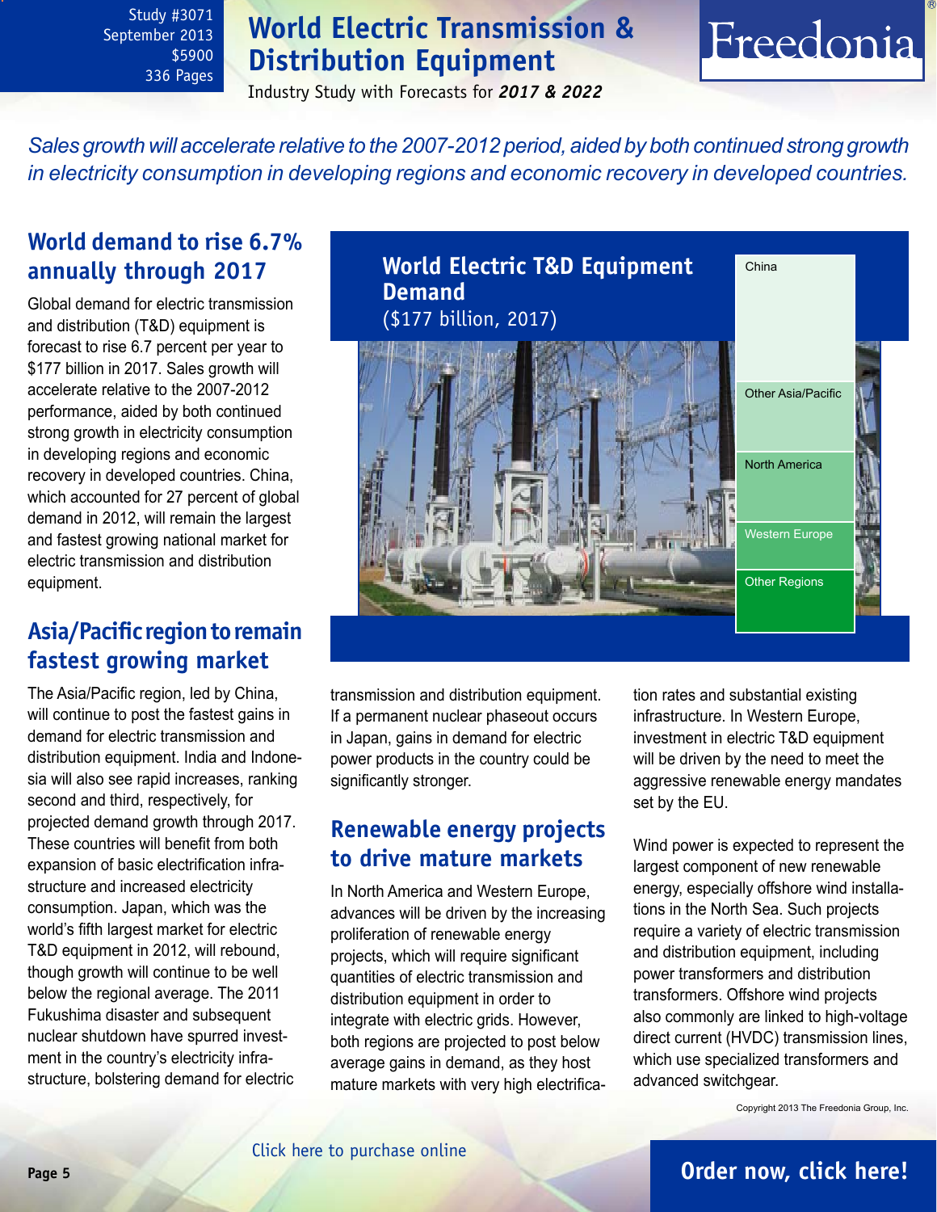Study #3071
September 2013
$5900
336 Pages

# World Electric Transmission & Distribution Equipment

Industry Study with Forecasts for ***2017 & 2022***

*Sales growth will accelerate relative to the 2007-2012 period, aided by both continued strong growth in electricity consumption in developing regions and economic recovery in developed countries.*

## World demand to rise 6.7% annually through 2017

Global demand for electric transmission and distribution (T&D) equipment is forecast to rise 6.7 percent per year to $177 billion in 2017. Sales growth will accelerate relative to the 2007-2012 performance, aided by both continued strong growth in electricity consumption in developing regions and economic recovery in developed countries. China, which accounted for 27 percent of global demand in 2012, will remain the largest and fastest growing national market for electric transmission and distribution equipment.

**World Electric T&D Equipment Demand**
($177 billion, 2017)

- China
- Other Asia/Pacific
- North America
- Western Europe
- Other Regions

## Asia/Pacific region to remain fastest growing market

The Asia/Pacific region, led by China, will continue to post the fastest gains in demand for electric transmission and distribution equipment. India and Indonesia will also see rapid increases, ranking second and third, respectively, for projected demand growth through 2017. These countries will benefit from both expansion of basic electrification infrastructure and increased electricity consumption. Japan, which was the world's fifth largest market for electric T&D equipment in 2012, will rebound, though growth will continue to be well below the regional average. The 2011 Fukushima disaster and subsequent nuclear shutdown have spurred investment in the country's electricity infrastructure, bolstering demand for electric transmission and distribution equipment. If a permanent nuclear phaseout occurs in Japan, gains in demand for electric power products in the country could be significantly stronger.

## Renewable energy projects to drive mature markets

In North America and Western Europe, advances will be driven by the increasing proliferation of renewable energy projects, which will require significant quantities of electric transmission and distribution equipment in order to integrate with electric grids. However, both regions are projected to post below average gains in demand, as they host mature markets with very high electrification rates and substantial existing infrastructure. In Western Europe, investment in electric T&D equipment will be driven by the need to meet the aggressive renewable energy mandates set by the EU.

Wind power is expected to represent the largest component of new renewable energy, especially offshore wind installations in the North Sea. Such projects require a variety of electric transmission and distribution equipment, including power transformers and distribution transformers. Offshore wind projects also commonly are linked to high-voltage direct current (HVDC) transmission lines, which use specialized transformers and advanced switchgear.

Copyright 2013 The Freedonia Group, Inc.

Click here to purchase online

**Order now, click here!**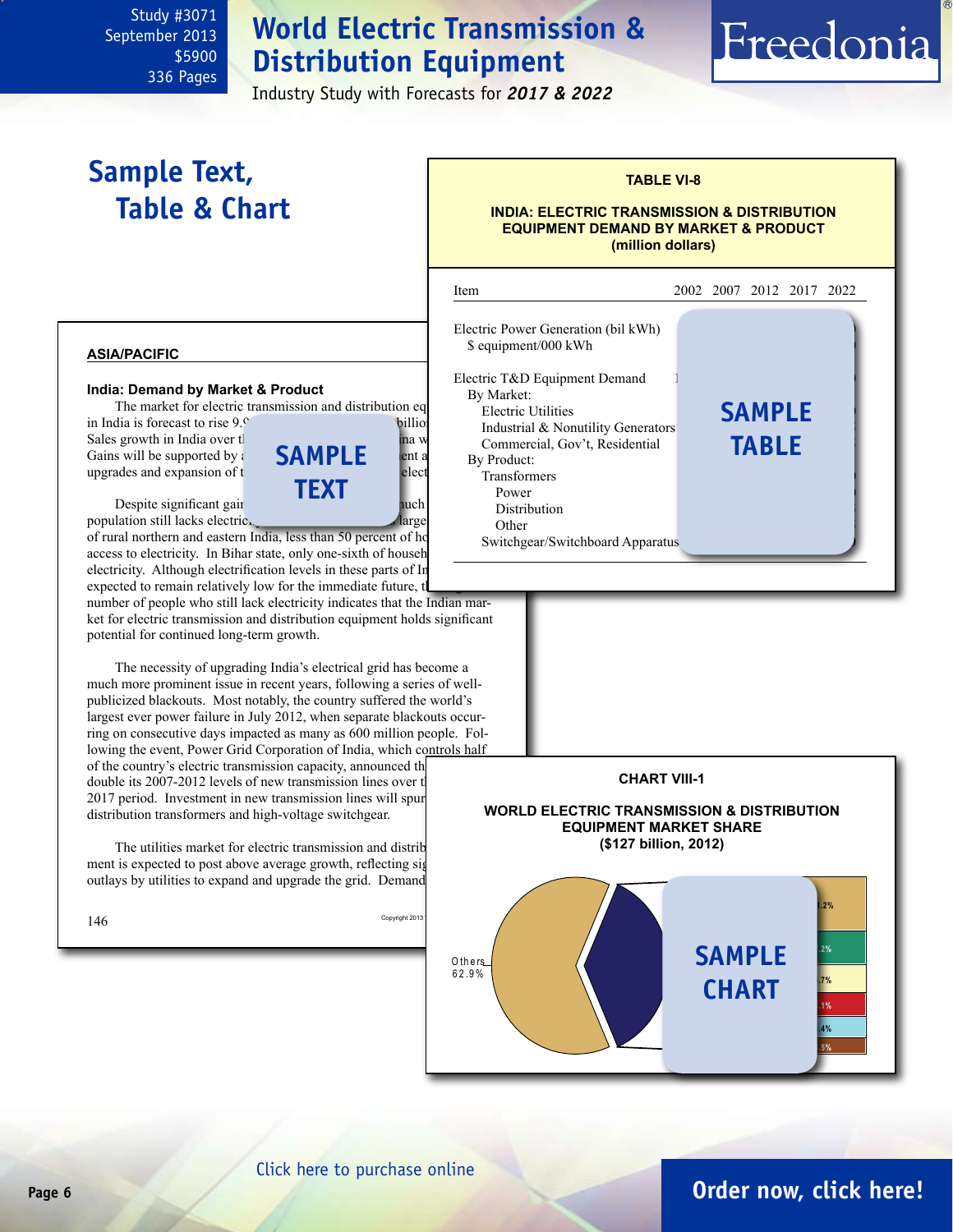Study #3071
September 2013
$5900
336 Pages

# World Electric Transmission & Distribution Equipment

Industry Study with Forecasts for *2017 & 2022*

Freedonia

## Sample Text, Table & Chart

**TABLE VI-8**

**INDIA: ELECTRIC TRANSMISSION & DISTRIBUTION EQUIPMENT DEMAND BY MARKET & PRODUCT (million dollars)**

| Item | 2002 | 2007 | 2012 | 2017 | 2022 |
|---|---|---|---|---|---|
| Electric Power Generation (bil kWh) | | | | | |
| $ equipment/000 kWh | | | | | |
| Electric T&D Equipment Demand | | | | | |
| By Market: | | | | | |
| Electric Utilities | | | | | |
| Industrial & Nonutility Generators | | | | | |
| Commercial, Gov't, Residential | | | | | |
| By Product: | | | | | |
| Transformers | | | | | |
| Power | | | | | |
| Distribution | | | | | |
| Other | | | | | |
| Switchgear/Switchboard Apparatus | | | | | |

SAMPLE TABLE

**ASIA/PACIFIC**

**India: Demand by Market & Product**

The market for electric transmission and distribution eq[...] in India is forecast to rise 9.[...] billio[...] Sales growth in India over t[...]ina w[...] Gains will be supported by [...]ent a[...] upgrades and expansion of t[...] elect[...]

SAMPLE TEXT

Despite significant gai[...]uch population still lacks electric[...] large of rural northern and eastern India, less than 50 percent of ho[...] access to electricity. In Bihar state, only one-sixth of househ[...] electricity. Although electrification levels in these parts of In[...] expected to remain relatively low for the immediate future, t[...] number of people who still lack electricity indicates that the Indian market for electric transmission and distribution equipment holds significant potential for continued long-term growth.

The necessity of upgrading India's electrical grid has become a much more prominent issue in recent years, following a series of well-publicized blackouts. Most notably, the country suffered the world's largest ever power failure in July 2012, when separate blackouts occurring on consecutive days impacted as many as 600 million people. Following the event, Power Grid Corporation of India, which controls half of the country's electric transmission capacity, announced th[...] double its 2007-2012 levels of new transmission lines over t[...] 2017 period. Investment in new transmission lines will spur[...] distribution transformers and high-voltage switchgear.

The utilities market for electric transmission and distrib[...] ment is expected to post above average growth, reflecting sig[...] outlays by utilities to expand and upgrade the grid. Demand[...]

**CHART VIII-1**

**WORLD ELECTRIC TRANSMISSION & DISTRIBUTION EQUIPMENT MARKET SHARE ($127 billion, 2012)**

Others 62.9%

SAMPLE CHART

Click here to purchase online

Order now, click here!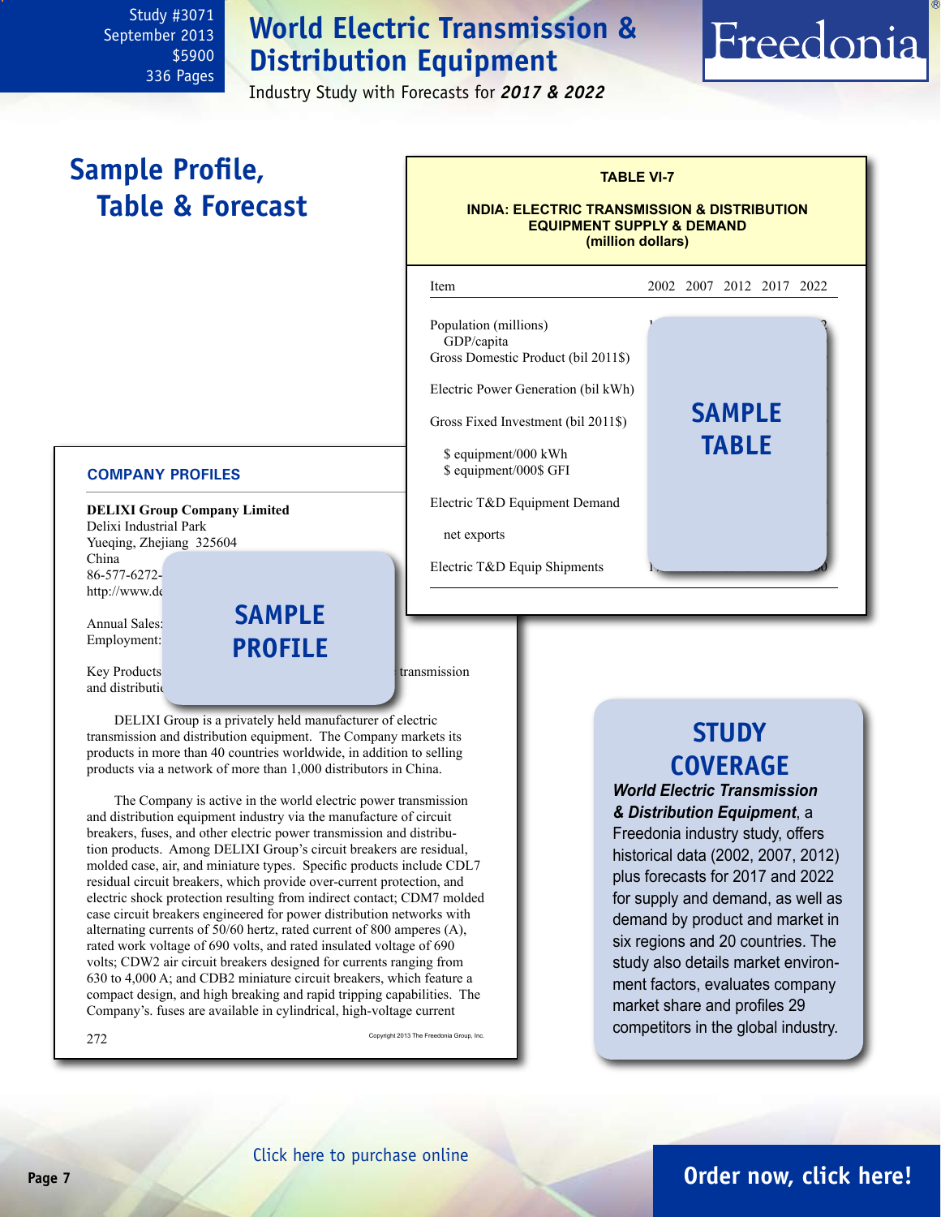Study #3071
September 2013
$5900
336 Pages

# World Electric Transmission & Distribution Equipment

Industry Study with Forecasts for ***2017 & 2022***

## Sample Profile, Table & Forecast

**TABLE VI-7**

**INDIA: ELECTRIC TRANSMISSION & DISTRIBUTION EQUIPMENT SUPPLY & DEMAND**
**(million dollars)**

| Item | 2002 | 2007 | 2012 | 2017 | 2022 |
|---|---|---|---|---|---|
| Population (millions) | | | | | |
| GDP/capita | | | | | |
| Gross Domestic Product (bil 2011$) | | | | | |
| Electric Power Generation (bil kWh) | | | | | |
| Gross Fixed Investment (bil 2011$) | | | | | |
| $ equipment/000 kWh | | | | | |
| $ equipment/000$ GFI | | | | | |
| Electric T&D Equipment Demand | | | | | |
| net exports | | | | | |
| Electric T&D Equip Shipments | | | | | |

SAMPLE TABLE

### COMPANY PROFILES

**DELIXI Group Company Limited**
Delixi Industrial Park
Yueqing, Zhejiang 325604
China
86-577-6272-
http://www.de

Annual Sales:
Employment:

Key Products ... transmission and distributi...

SAMPLE PROFILE

DELIXI Group is a privately held manufacturer of electric transmission and distribution equipment. The Company markets its products in more than 40 countries worldwide, in addition to selling products via a network of more than 1,000 distributors in China.

The Company is active in the world electric power transmission and distribution equipment industry via the manufacture of circuit breakers, fuses, and other electric power transmission and distribution products. Among DELIXI Group's circuit breakers are residual, molded case, air, and miniature types. Specific products include CDL7 residual circuit breakers, which provide over-current protection, and electric shock protection resulting from indirect contact; CDM7 molded case circuit breakers engineered for power distribution networks with alternating currents of 50/60 hertz, rated current of 800 amperes (A), rated work voltage of 690 volts, and rated insulated voltage of 690 volts; CDW2 air circuit breakers designed for currents ranging from 630 to 4,000 A; and CDB2 miniature circuit breakers, which feature a compact design, and high breaking and rapid tripping capabilities. The Company's. fuses are available in cylindrical, high-voltage current

272 Copyright 2013 The Freedonia Group, Inc.

## STUDY COVERAGE

***World Electric Transmission & Distribution Equipment***, a Freedonia industry study, offers historical data (2002, 2007, 2012) plus forecasts for 2017 and 2022 for supply and demand, as well as demand by product and market in six regions and 20 countries. The study also details market environment factors, evaluates company market share and profiles 29 competitors in the global industry.

Click here to purchase online

**Order now, click here!**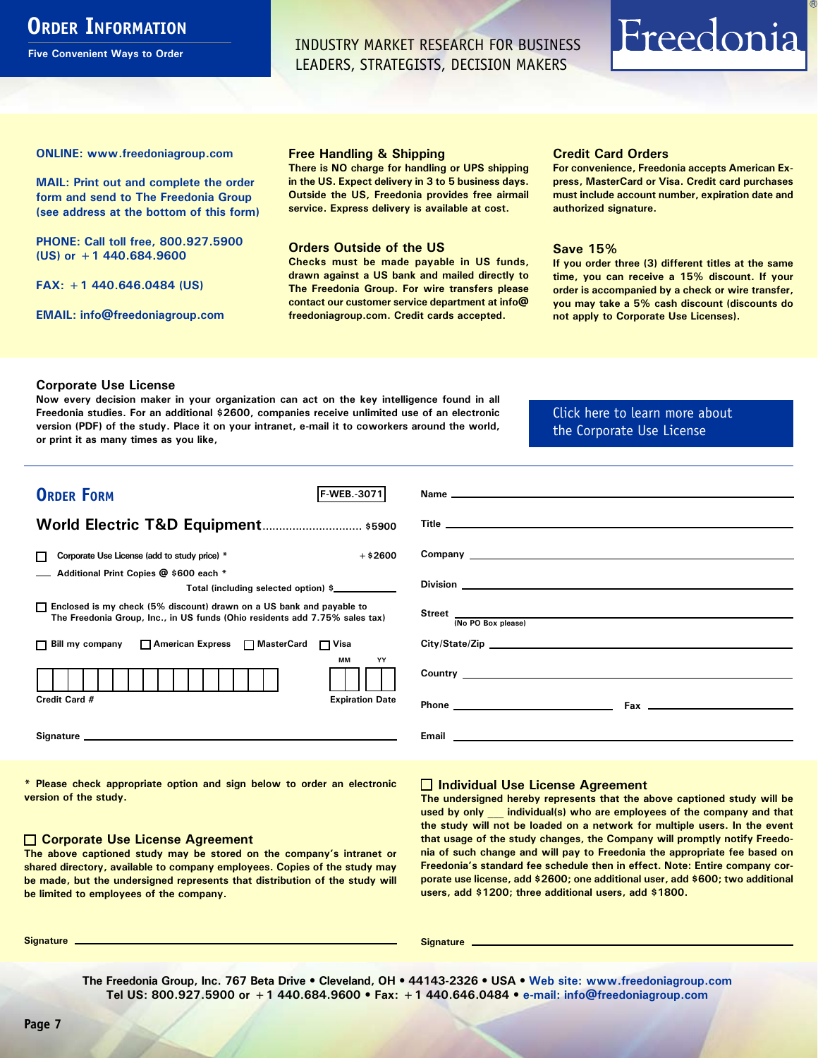# Order Information

**Five Convenient Ways to Order**

INDUSTRY MARKET RESEARCH FOR BUSINESS LEADERS, STRATEGISTS, DECISION MAKERS

Freedonia®

**ONLINE: www.freedoniagroup.com**

**MAIL: Print out and complete the order form and send to The Freedonia Group (see address at the bottom of this form)**

**PHONE: Call toll free, 800.927.5900 (US) or +1 440.684.9600**

**FAX: +1 440.646.0484 (US)**

**EMAIL: info@freedoniagroup.com**

### Free Handling & Shipping

There is NO charge for handling or UPS shipping in the US. Expect delivery in 3 to 5 business days. Outside the US, Freedonia provides free airmail service. Express delivery is available at cost.

### Orders Outside of the US

Checks must be made payable in US funds, drawn against a US bank and mailed directly to The Freedonia Group. For wire transfers please contact our customer service department at info@freedoniagroup.com. Credit cards accepted.

### Credit Card Orders

For convenience, Freedonia accepts American Express, MasterCard or Visa. Credit card purchases must include account number, expiration date and authorized signature.

### Save 15%

If you order three (3) different titles at the same time, you can receive a 15% discount. If your order is accompanied by a check or wire transfer, you may take a 5% cash discount (discounts do not apply to Corporate Use Licenses).

### Corporate Use License

Now every decision maker in your organization can act on the key intelligence found in all Freedonia studies. For an additional $2600, companies receive unlimited use of an electronic version (PDF) of the study. Place it on your intranet, e-mail it to coworkers around the world, or print it as many times as you like,

Click here to learn more about the Corporate Use License

## Order Form

F-WEB.-3071

**World Electric T&D Equipment** .............................. $5900

☐ Corporate Use License (add to study price) * +$2600

___ Additional Print Copies @ $600 each *

Total (including selected option) $___________

☐ Enclosed is my check (5% discount) drawn on a US bank and payable to The Freedonia Group, Inc., in US funds (Ohio residents add 7.75% sales tax)

☐ Bill my company ☐ American Express ☐ MasterCard ☐ Visa

Credit Card # ________________ Expiration Date MM ___ YY ___

Signature ______________________

Name ______________________

Title ______________________

Company ______________________

Division ______________________

Street ______________________ (No PO Box please)

City/State/Zip ______________________

Country ______________________

Phone ______________ Fax ______________

Email ______________________

\* Please check appropriate option and sign below to order an electronic version of the study.

### ☐ Corporate Use License Agreement

The above captioned study may be stored on the company's intranet or shared directory, available to company employees. Copies of the study may be made, but the undersigned represents that distribution of the study will be limited to employees of the company.

Signature ______________________

### ☐ Individual Use License Agreement

The undersigned hereby represents that the above captioned study will be used by only ___ individual(s) who are employees of the company and that the study will not be loaded on a network for multiple users. In the event that usage of the study changes, the Company will promptly notify Freedonia of such change and will pay to Freedonia the appropriate fee based on Freedonia's standard fee schedule then in effect. Note: Entire company corporate use license, add $2600; one additional user, add $600; two additional users, add $1200; three additional users, add $1800.

Signature ______________________

The Freedonia Group, Inc. 767 Beta Drive • Cleveland, OH • 44143-2326 • USA • Web site: www.freedoniagroup.com
Tel US: 800.927.5900 or +1 440.684.9600 • Fax: +1 440.646.0484 • e-mail: info@freedoniagroup.com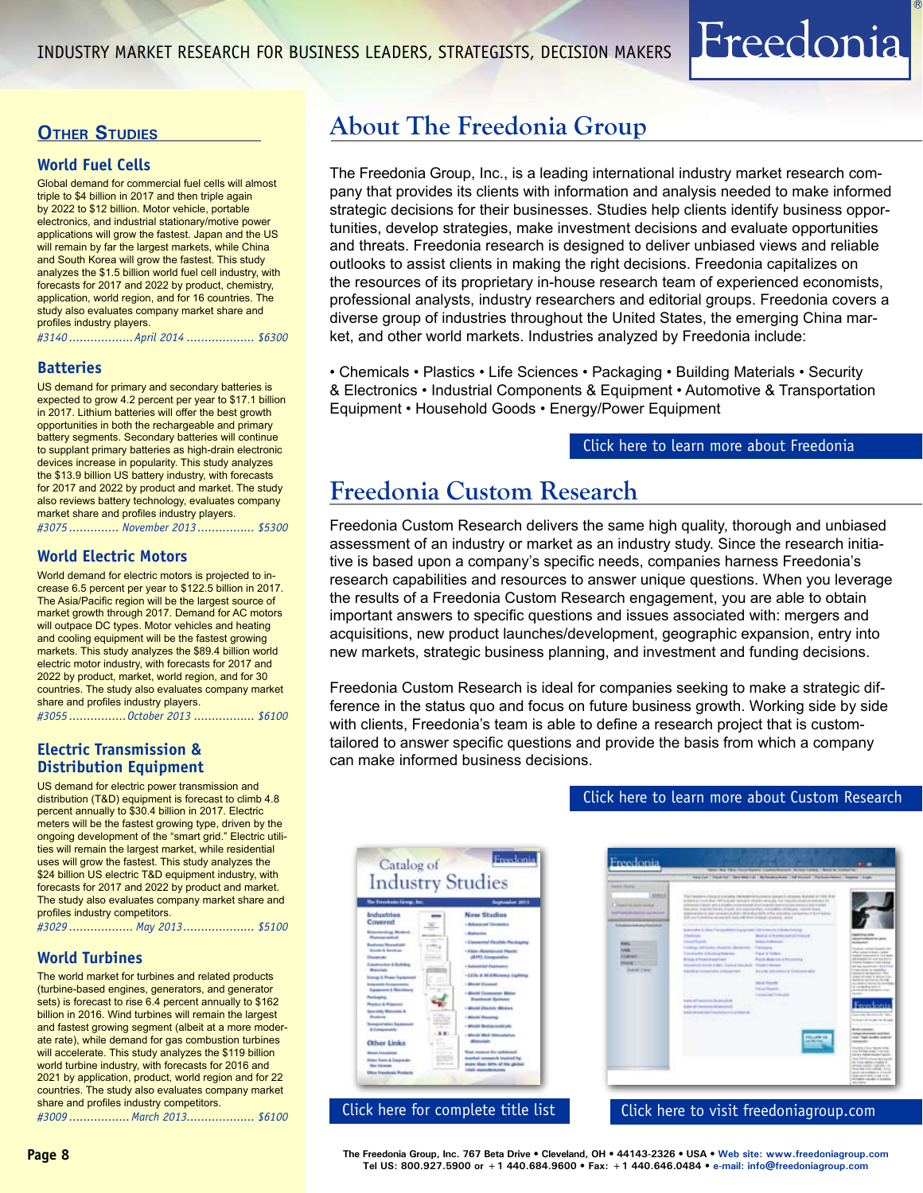## Other Studies

### World Fuel Cells

Global demand for commercial fuel cells will almost triple to $4 billion in 2017 and then triple again by 2022 to $12 billion. Motor vehicle, portable electronics, and industrial stationary/motive power applications will grow the fastest. Japan and the US will remain by far the largest markets, while China and South Korea will grow the fastest. This study analyzes the $1.5 billion world fuel cell industry, with forecasts for 2017 and 2022 by product, chemistry, application, world region, and for 16 countries. The study also evaluates company market share and profiles industry players.

*#3140 .................. April 2014 .................. $6300*

### Batteries

US demand for primary and secondary batteries is expected to grow 4.2 percent per year to $17.1 billion in 2017. Lithium batteries will offer the best growth opportunities in both the rechargeable and primary battery segments. Secondary batteries will continue to supplant primary batteries as high-drain electronic devices increase in popularity. This study analyzes the $13.9 billion US battery industry, with forecasts for 2017 and 2022 by product and market. The study also reviews battery technology, evaluates company market share and profiles industry players.

*#3075 .............. November 2013 ................ $5300*

### World Electric Motors

World demand for electric motors is projected to increase 6.5 percent per year to $122.5 billion in 2017. The Asia/Pacific region will be the largest source of market growth through 2017. Demand for AC motors will outpace DC types. Motor vehicles and heating and cooling equipment will be the fastest growing markets. This study analyzes the $89.4 billion world electric motor industry, with forecasts for 2017 and 2022 by product, market, world region, and for 30 countries. The study also evaluates company market share and profiles industry players.

*#3055 ................ October 2013 ................. $6100*

### Electric Transmission & Distribution Equipment

US demand for electric power transmission and distribution (T&D) equipment is forecast to climb 4.8 percent annually to $30.4 billion in 2017. Electric meters will be the fastest growing type, driven by the ongoing development of the "smart grid." Electric utilities will remain the largest market, while residential uses will grow the fastest. This study analyzes the $24 billion US electric T&D equipment industry, with forecasts for 2017 and 2022 by product and market. The study also evaluates company market share and profiles industry competitors.

*#3029 .................. May 2013.................... $5100*

### World Turbines

The world market for turbines and related products (turbine-based engines, generators, and generator sets) is forecast to rise 6.4 percent annually to $162 billion in 2016. Wind turbines will remain the largest and fastest growing segment (albeit at a more moderate rate), while demand for gas combustion turbines will accelerate. This study analyzes the $119 billion world turbine industry, with forecasts for 2016 and 2021 by application, product, world region and for 22 countries. The study also evaluates company market share and profiles industry competitors.

*#3009 ................. March 2013.................. $6100*

## About The Freedonia Group

The Freedonia Group, Inc., is a leading international industry market research company that provides its clients with information and analysis needed to make informed strategic decisions for their businesses. Studies help clients identify business opportunities, develop strategies, make investment decisions and evaluate opportunities and threats. Freedonia research is designed to deliver unbiased views and reliable outlooks to assist clients in making the right decisions. Freedonia capitalizes on the resources of its proprietary in-house research team of experienced economists, professional analysts, industry researchers and editorial groups. Freedonia covers a diverse group of industries throughout the United States, the emerging China market, and other world markets. Industries analyzed by Freedonia include:

• Chemicals • Plastics • Life Sciences • Packaging • Building Materials • Security & Electronics • Industrial Components & Equipment • Automotive & Transportation Equipment • Household Goods • Energy/Power Equipment

Click here to learn more about Freedonia

## Freedonia Custom Research

Freedonia Custom Research delivers the same high quality, thorough and unbiased assessment of an industry or market as an industry study. Since the research initiative is based upon a company's specific needs, companies harness Freedonia's research capabilities and resources to answer unique questions. When you leverage the results of a Freedonia Custom Research engagement, you are able to obtain important answers to specific questions and issues associated with: mergers and acquisitions, new product launches/development, geographic expansion, entry into new markets, strategic business planning, and investment and funding decisions.

Freedonia Custom Research is ideal for companies seeking to make a strategic difference in the status quo and focus on future business growth. Working side by side with clients, Freedonia's team is able to define a research project that is custom-tailored to answer specific questions and provide the basis from which a company can make informed business decisions.

Click here to learn more about Custom Research

Click here for complete title list

Click here to visit freedoniagroup.com

**The Freedonia Group, Inc. 767 Beta Drive • Cleveland, OH • 44143-2326 • USA • Web site: www.freedoniagroup.com**
**Tel US: 800.927.5900 or +1 440.684.9600 • Fax: +1 440.646.0484 • e-mail: info@freedoniagroup.com**